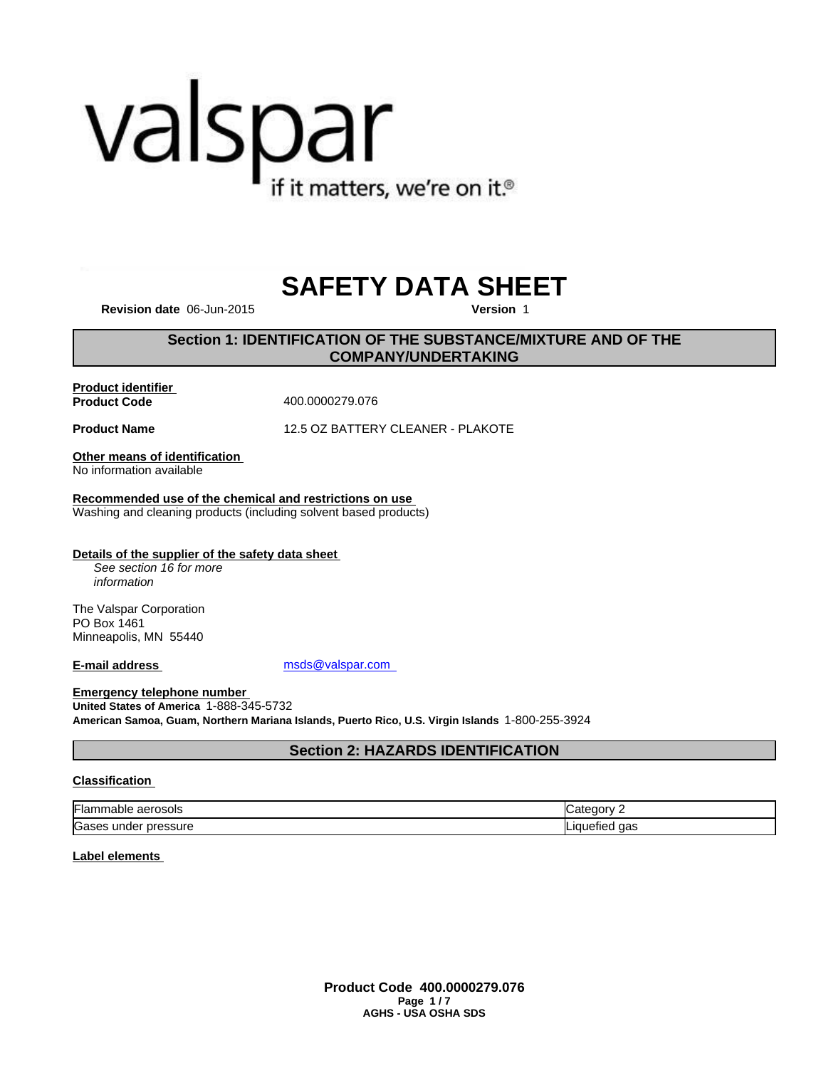valspar

if it matters, we're on it.®

# SAFETY DATA SHEET

**Revision date** 06-Jun-2015 **Version** 1

## Section 1: IDENTIFICATION OF THE SUBSTANCE/MIXTURE AND OF THE COMPANY/UNDERTAKING

**Product identifier**

**Product Code** 400.0000279.076

**Product Name** 12.5 OZ BATTERY CLEANER - PLAKOTE

**Other means of identification**

No information available

**Recommended use of the chemical and restrictions on use**

Washing and cleaning products (including solvent based products)

**Details of the supplier of the safety data sheet**

*See section 16 for more information*

The Valspar Corporation
PO Box 1461
Minneapolis, MN 55440

**E-mail address** msds@valspar.com

**Emergency telephone number**

**United States of America** 1-888-345-5732

**American Samoa, Guam, Northern Mariana Islands, Puerto Rico, U.S. Virgin Islands** 1-800-255-3924

## Section 2: HAZARDS IDENTIFICATION

**Classification**

| | |
|---|---|
| Flammable aerosols | Category 2 |
| Gases under pressure | Liquefied gas |

**Label elements**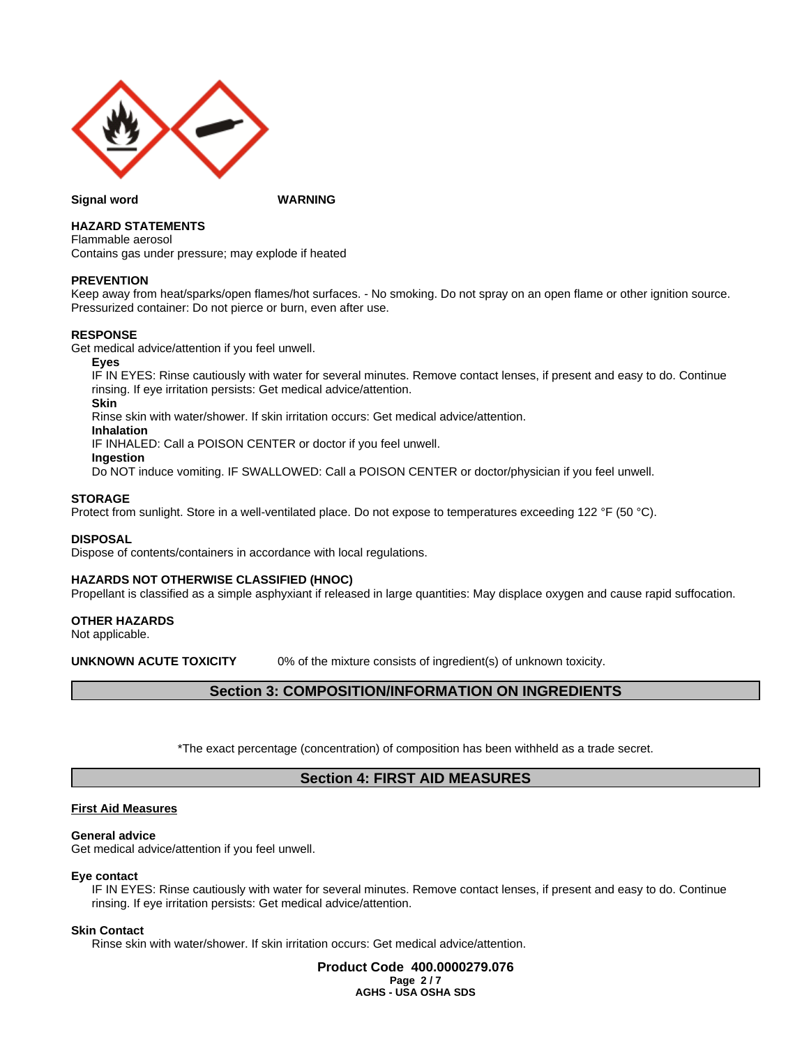**Signal word** **WARNING**

**HAZARD STATEMENTS**
Flammable aerosol
Contains gas under pressure; may explode if heated

**PREVENTION**
Keep away from heat/sparks/open flames/hot surfaces. - No smoking. Do not spray on an open flame or other ignition source.
Pressurized container: Do not pierce or burn, even after use.

**RESPONSE**
Get medical advice/attention if you feel unwell.

**Eyes**
IF IN EYES: Rinse cautiously with water for several minutes. Remove contact lenses, if present and easy to do. Continue rinsing. If eye irritation persists: Get medical advice/attention.

**Skin**
Rinse skin with water/shower. If skin irritation occurs: Get medical advice/attention.

**Inhalation**
IF INHALED: Call a POISON CENTER or doctor if you feel unwell.

**Ingestion**
Do NOT induce vomiting. IF SWALLOWED: Call a POISON CENTER or doctor/physician if you feel unwell.

**STORAGE**
Protect from sunlight. Store in a well-ventilated place. Do not expose to temperatures exceeding 122 °F (50 °C).

**DISPOSAL**
Dispose of contents/containers in accordance with local regulations.

**HAZARDS NOT OTHERWISE CLASSIFIED (HNOC)**
Propellant is classified as a simple asphyxiant if released in large quantities: May displace oxygen and cause rapid suffocation.

**OTHER HAZARDS**
Not applicable.

**UNKNOWN ACUTE TOXICITY** 0% of the mixture consists of ingredient(s) of unknown toxicity.

## Section 3: COMPOSITION/INFORMATION ON INGREDIENTS

*The exact percentage (concentration) of composition has been withheld as a trade secret.

## Section 4: FIRST AID MEASURES

**First Aid Measures**

**General advice**
Get medical advice/attention if you feel unwell.

**Eye contact**
IF IN EYES: Rinse cautiously with water for several minutes. Remove contact lenses, if present and easy to do. Continue rinsing. If eye irritation persists: Get medical advice/attention.

**Skin Contact**
Rinse skin with water/shower. If skin irritation occurs: Get medical advice/attention.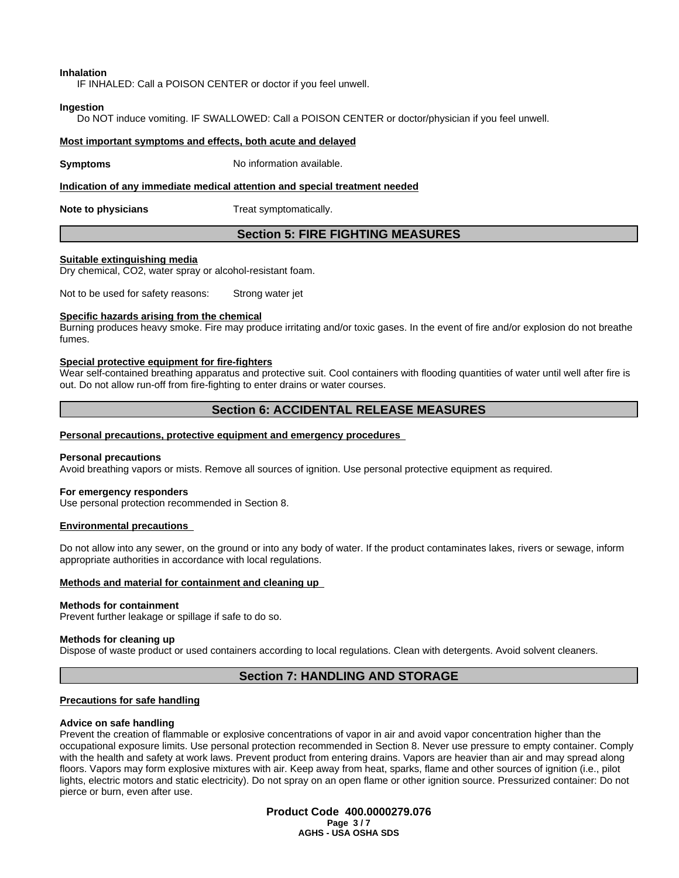**Inhalation**

IF INHALED: Call a POISON CENTER or doctor if you feel unwell.

**Ingestion**

Do NOT induce vomiting. IF SWALLOWED: Call a POISON CENTER or doctor/physician if you feel unwell.

**Most important symptoms and effects, both acute and delayed**

**Symptoms** No information available.

**Indication of any immediate medical attention and special treatment needed**

**Note to physicians** Treat symptomatically.

## Section 5: FIRE FIGHTING MEASURES

**Suitable extinguishing media**

Dry chemical, $CO_2$, water spray or alcohol-resistant foam.

Not to be used for safety reasons: Strong water jet

**Specific hazards arising from the chemical**

Burning produces heavy smoke. Fire may produce irritating and/or toxic gases. In the event of fire and/or explosion do not breathe fumes.

**Special protective equipment for fire-fighters**

Wear self-contained breathing apparatus and protective suit. Cool containers with flooding quantities of water until well after fire is out. Do not allow run-off from fire-fighting to enter drains or water courses.

## Section 6: ACCIDENTAL RELEASE MEASURES

**Personal precautions, protective equipment and emergency procedures**

**Personal precautions**

Avoid breathing vapors or mists. Remove all sources of ignition. Use personal protective equipment as required.

**For emergency responders**

Use personal protection recommended in Section 8.

**Environmental precautions**

Do not allow into any sewer, on the ground or into any body of water. If the product contaminates lakes, rivers or sewage, inform appropriate authorities in accordance with local regulations.

**Methods and material for containment and cleaning up**

**Methods for containment**

Prevent further leakage or spillage if safe to do so.

**Methods for cleaning up**

Dispose of waste product or used containers according to local regulations. Clean with detergents. Avoid solvent cleaners.

## Section 7: HANDLING AND STORAGE

**Precautions for safe handling**

**Advice on safe handling**

Prevent the creation of flammable or explosive concentrations of vapor in air and avoid vapor concentration higher than the occupational exposure limits. Use personal protection recommended in Section 8. Never use pressure to empty container. Comply with the health and safety at work laws. Prevent product from entering drains. Vapors are heavier than air and may spread along floors. Vapors may form explosive mixtures with air. Keep away from heat, sparks, flame and other sources of ignition (i.e., pilot lights, electric motors and static electricity). Do not spray on an open flame or other ignition source. Pressurized container: Do not pierce or burn, even after use.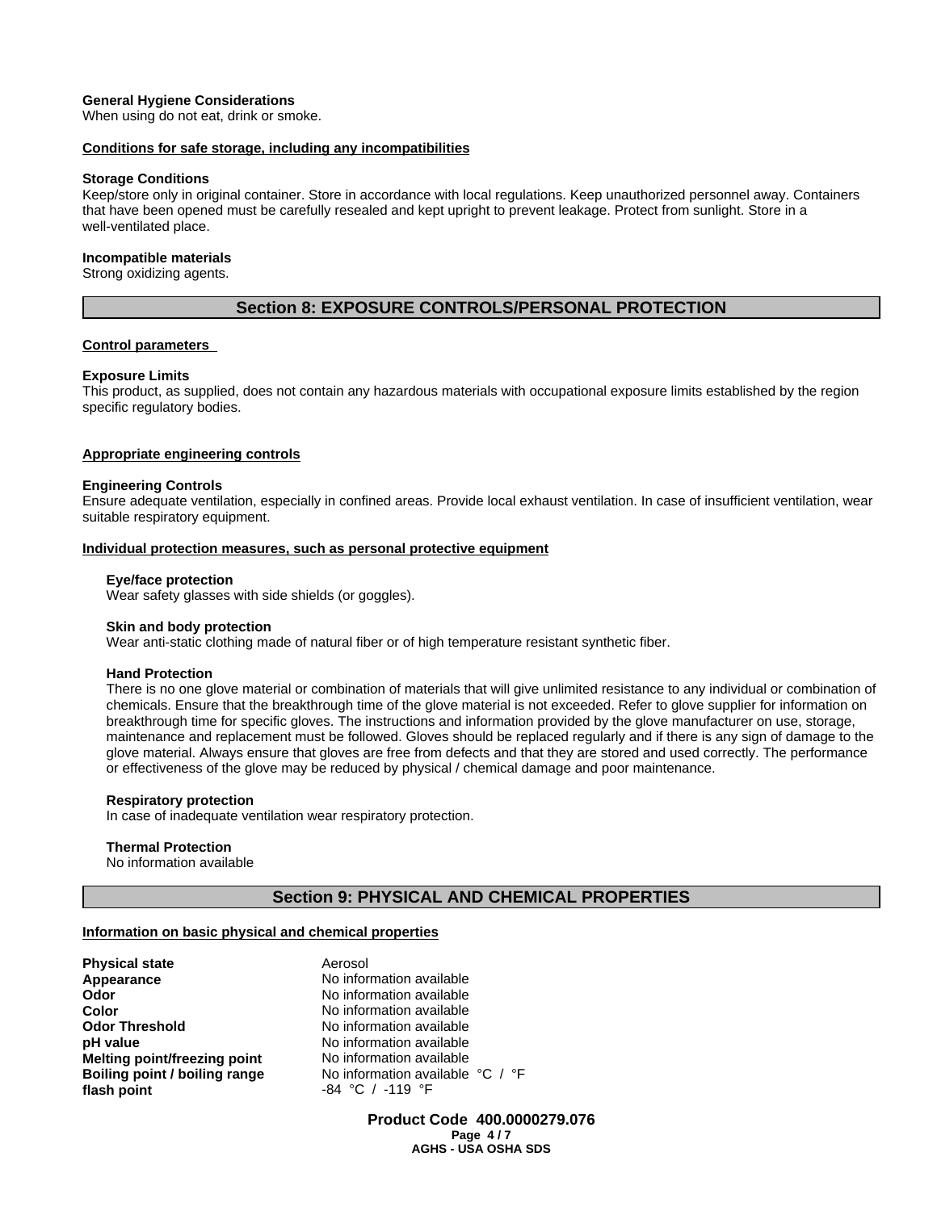**General Hygiene Considerations**
When using do not eat, drink or smoke.

**Conditions for safe storage, including any incompatibilities**

**Storage Conditions**
Keep/store only in original container. Store in accordance with local regulations. Keep unauthorized personnel away. Containers that have been opened must be carefully resealed and kept upright to prevent leakage. Protect from sunlight. Store in a well-ventilated place.

**Incompatible materials**
Strong oxidizing agents.

## Section 8: EXPOSURE CONTROLS/PERSONAL PROTECTION

**Control parameters**

**Exposure Limits**
This product, as supplied, does not contain any hazardous materials with occupational exposure limits established by the region specific regulatory bodies.

**Appropriate engineering controls**

**Engineering Controls**
Ensure adequate ventilation, especially in confined areas. Provide local exhaust ventilation. In case of insufficient ventilation, wear suitable respiratory equipment.

**Individual protection measures, such as personal protective equipment**

**Eye/face protection**
Wear safety glasses with side shields (or goggles).

**Skin and body protection**
Wear anti-static clothing made of natural fiber or of high temperature resistant synthetic fiber.

**Hand Protection**
There is no one glove material or combination of materials that will give unlimited resistance to any individual or combination of chemicals. Ensure that the breakthrough time of the glove material is not exceeded. Refer to glove supplier for information on breakthrough time for specific gloves. The instructions and information provided by the glove manufacturer on use, storage, maintenance and replacement must be followed. Gloves should be replaced regularly and if there is any sign of damage to the glove material. Always ensure that gloves are free from defects and that they are stored and used correctly. The performance or effectiveness of the glove may be reduced by physical / chemical damage and poor maintenance.

**Respiratory protection**
In case of inadequate ventilation wear respiratory protection.

**Thermal Protection**
No information available

## Section 9: PHYSICAL AND CHEMICAL PROPERTIES

**Information on basic physical and chemical properties**

| | |
|---|---|
| **Physical state** | Aerosol |
| **Appearance** | No information available |
| **Odor** | No information available |
| **Color** | No information available |
| **Odor Threshold** | No information available |
| **pH value** | No information available |
| **Melting point/freezing point** | No information available |
| **Boiling point / boiling range** | No information available °C / °F |
| **flash point** | -84 °C / -119 °F |

**Product Code 400.0000279.076**

**AGHS - USA OSHA SDS**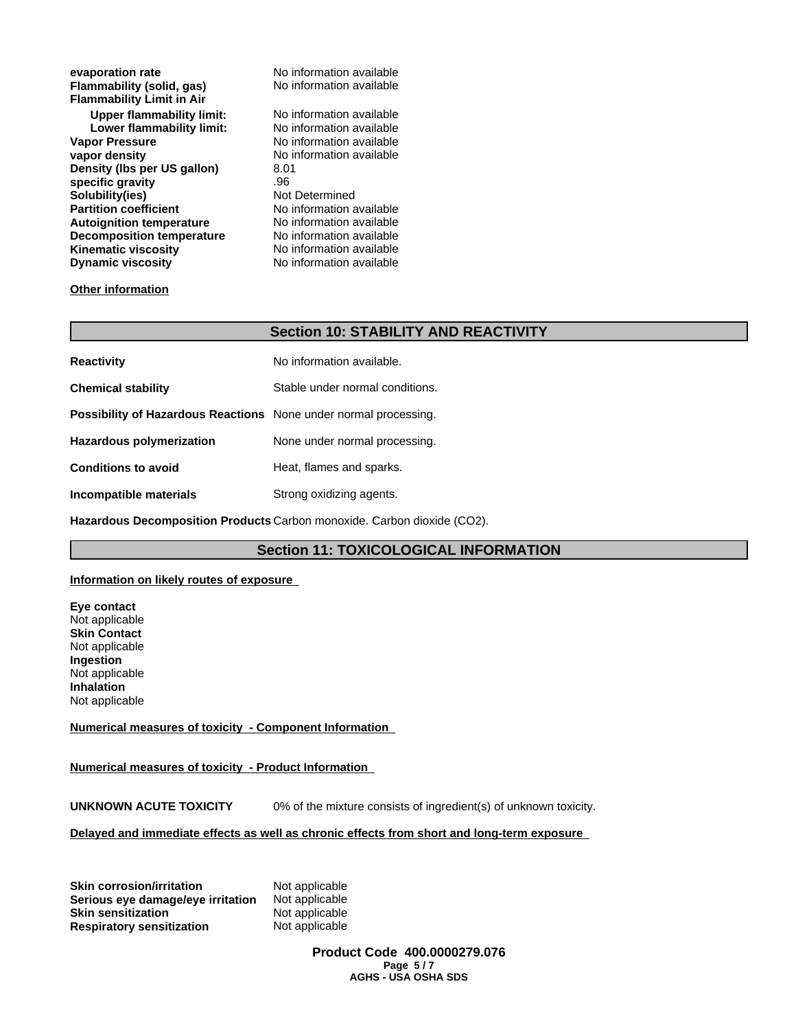| | |
|---|---|
| **evaporation rate** | No information available |
| **Flammability (solid, gas)** | No information available |
| **Flammability Limit in Air** | |
| **Upper flammability limit:** | No information available |
| **Lower flammability limit:** | No information available |
| **Vapor Pressure** | No information available |
| **vapor density** | No information available |
| **Density (lbs per US gallon)** | 8.01 |
| **specific gravity** | .96 |
| **Solubility(ies)** | Not Determined |
| **Partition coefficient** | No information available |
| **Autoignition temperature** | No information available |
| **Decomposition temperature** | No information available |
| **Kinematic viscosity** | No information available |
| **Dynamic viscosity** | No information available |

**Other information**

## Section 10: STABILITY AND REACTIVITY

| | |
|---|---|
| **Reactivity** | No information available. |
| **Chemical stability** | Stable under normal conditions. |
| **Possibility of Hazardous Reactions** | None under normal processing. |
| **Hazardous polymerization** | None under normal processing. |
| **Conditions to avoid** | Heat, flames and sparks. |
| **Incompatible materials** | Strong oxidizing agents. |
| **Hazardous Decomposition Products** | Carbon monoxide. Carbon dioxide ($CO_2$). |

## Section 11: TOXICOLOGICAL INFORMATION

**Information on likely routes of exposure**

**Eye contact**
Not applicable
**Skin Contact**
Not applicable
**Ingestion**
Not applicable
**Inhalation**
Not applicable

**Numerical measures of toxicity - Component Information**

**Numerical measures of toxicity - Product Information**

**UNKNOWN ACUTE TOXICITY** 0% of the mixture consists of ingredient(s) of unknown toxicity.

**Delayed and immediate effects as well as chronic effects from short and long-term exposure**

| | |
|---|---|
| **Skin corrosion/irritation** | Not applicable |
| **Serious eye damage/eye irritation** | Not applicable |
| **Skin sensitization** | Not applicable |
| **Respiratory sensitization** | Not applicable |

**Product Code 400.0000279.076**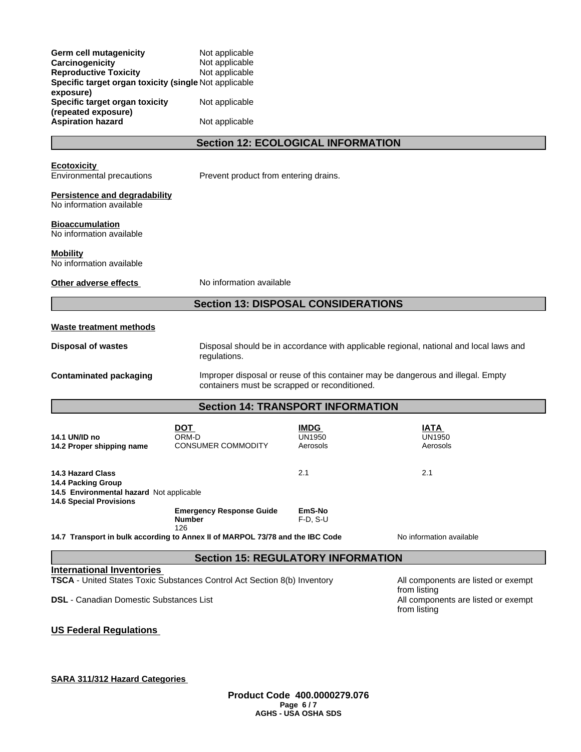| | |
|---|---|
| **Germ cell mutagenicity** | Not applicable |
| **Carcinogenicity** | Not applicable |
| **Reproductive Toxicity** | Not applicable |
| **Specific target organ toxicity (single exposure)** | Not applicable |
| **Specific target organ toxicity (repeated exposure)** | Not applicable |
| **Aspiration hazard** | Not applicable |

## Section 12: ECOLOGICAL INFORMATION

**Ecotoxicity**

Environmental precautions — Prevent product from entering drains.

**Persistence and degradability**

No information available

**Bioaccumulation**

No information available

**Mobility**

No information available

**Other adverse effects** — No information available

## Section 13: DISPOSAL CONSIDERATIONS

**Waste treatment methods**

**Disposal of wastes** — Disposal should be in accordance with applicable regional, national and local laws and regulations.

**Contaminated packaging** — Improper disposal or reuse of this container may be dangerous and illegal. Empty containers must be scrapped or reconditioned.

## Section 14: TRANSPORT INFORMATION

| | DOT | IMDG | IATA |
|---|---|---|---|
| **14.1 UN/ID no** | ORM-D | UN1950 | UN1950 |
| **14.2 Proper shipping name** | CONSUMER COMMODITY | Aerosols | Aerosols |
| **14.3 Hazard Class** | | 2.1 | 2.1 |
| **14.4 Packing Group** | | | |
| **14.5 Environmental hazard** | Not applicable | | |
| **14.6 Special Provisions** | | | |
| | **Emergency Response Guide Number** 126 | **EmS-No** F-D, S-U | |
| **14.7 Transport in bulk according to Annex II of MARPOL 73/78 and the IBC Code** | | | No information available |

## Section 15: REGULATORY INFORMATION

**International Inventories**

| | |
|---|---|
| **TSCA** - United States Toxic Substances Control Act Section 8(b) Inventory | All components are listed or exempt from listing |
| **DSL** - Canadian Domestic Substances List | All components are listed or exempt from listing |

**US Federal Regulations**

**SARA 311/312 Hazard Categories**

**Product Code 400.0000279.076**

**AGHS - USA OSHA SDS**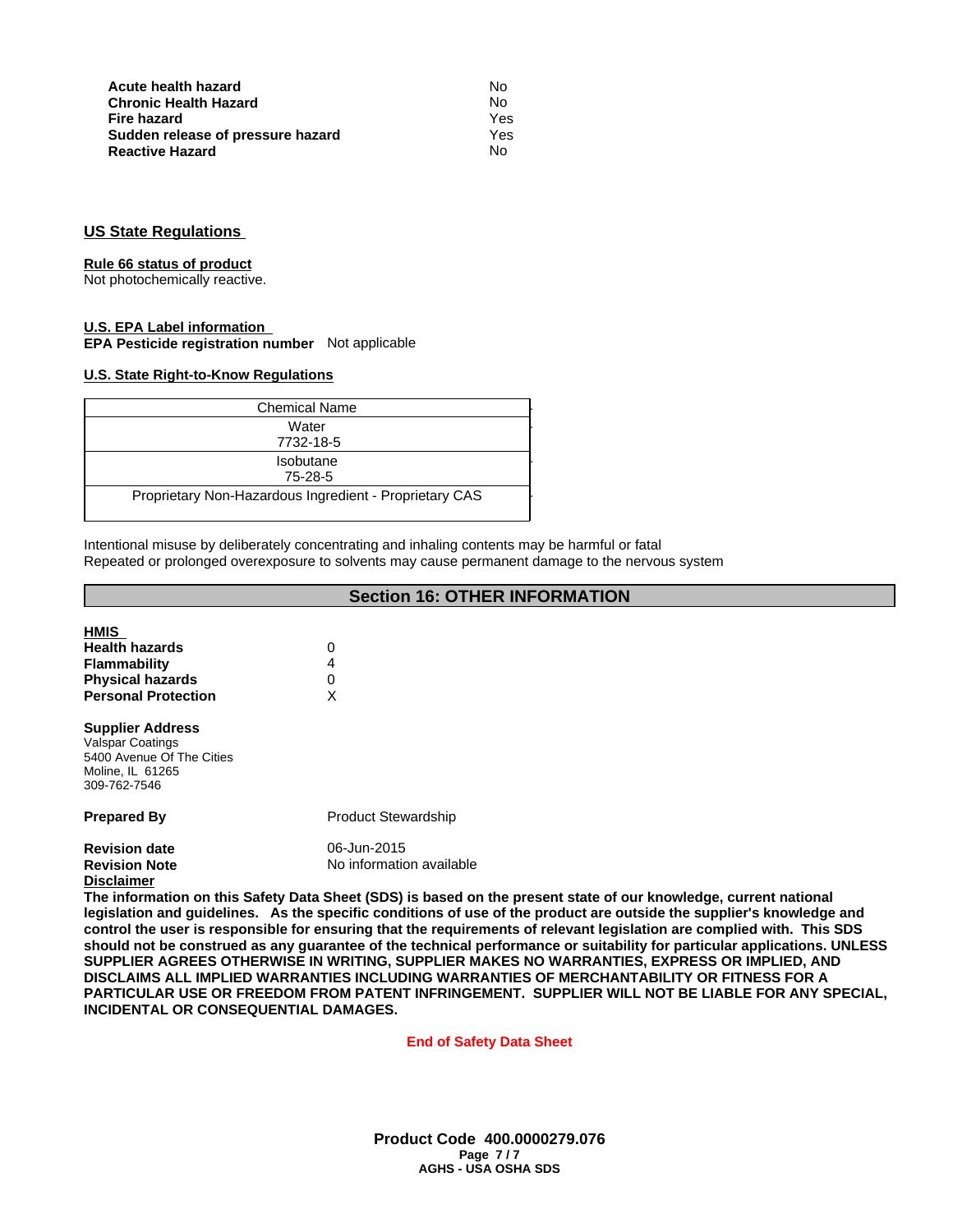| | |
|---|---|
| **Acute health hazard** | No |
| **Chronic Health Hazard** | No |
| **Fire hazard** | Yes |
| **Sudden release of pressure hazard** | Yes |
| **Reactive Hazard** | No |

## US State Regulations

**Rule 66 status of product**
Not photochemically reactive.

**U.S. EPA Label information**
**EPA Pesticide registration number** Not applicable

**U.S. State Right-to-Know Regulations**

| Chemical Name |
|---|
| Water<br>7732-18-5 |
| Isobutane<br>75-28-5 |
| Proprietary Non-Hazardous Ingredient - Proprietary CAS |

Intentional misuse by deliberately concentrating and inhaling contents may be harmful or fatal
Repeated or prolonged overexposure to solvents may cause permanent damage to the nervous system

## Section 16: OTHER INFORMATION

**HMIS**

| | |
|---|---|
| **Health hazards** | 0 |
| **Flammability** | 4 |
| **Physical hazards** | 0 |
| **Personal Protection** | X |

**Supplier Address**
Valspar Coatings
5400 Avenue Of The Cities
Moline, IL 61265
309-762-7546

**Prepared By** Product Stewardship

**Revision date** 06-Jun-2015
**Revision Note** No information available

**Disclaimer**
**The information on this Safety Data Sheet (SDS) is based on the present state of our knowledge, current national legislation and guidelines. As the specific conditions of use of the product are outside the supplier's knowledge and control the user is responsible for ensuring that the requirements of relevant legislation are complied with. This SDS should not be construed as any guarantee of the technical performance or suitability for particular applications. UNLESS SUPPLIER AGREES OTHERWISE IN WRITING, SUPPLIER MAKES NO WARRANTIES, EXPRESS OR IMPLIED, AND DISCLAIMS ALL IMPLIED WARRANTIES INCLUDING WARRANTIES OF MERCHANTABILITY OR FITNESS FOR A PARTICULAR USE OR FREEDOM FROM PATENT INFRINGEMENT. SUPPLIER WILL NOT BE LIABLE FOR ANY SPECIAL, INCIDENTAL OR CONSEQUENTIAL DAMAGES.**

**End of Safety Data Sheet**

**Product Code 400.0000279.076**